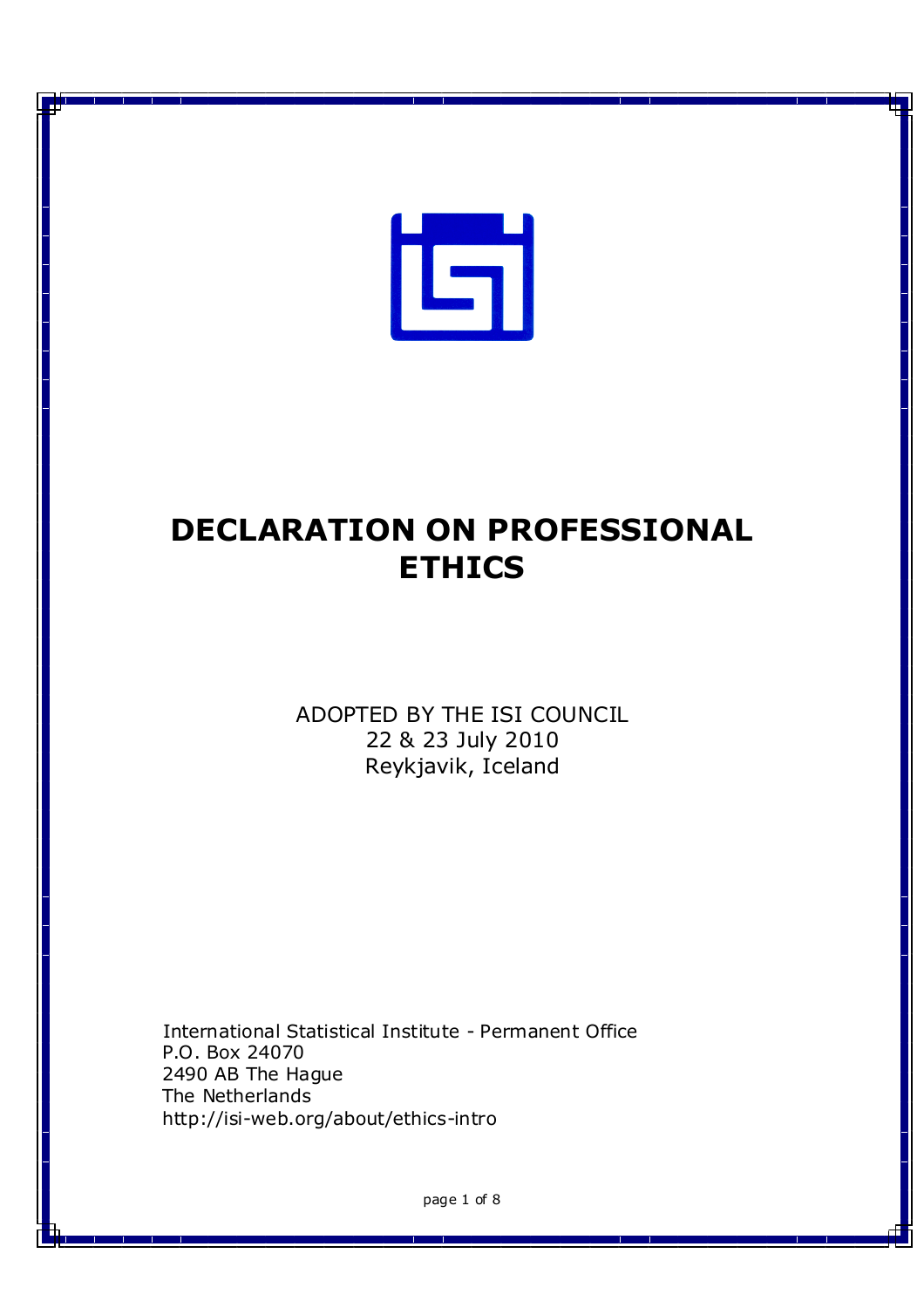# DECLARATION ON PROFESSIONAL ETHICS

ADOPTED BY THE ISI COUNCIL
22 & 23 July 2010
Reykjavik, Iceland

International Statistical Institute - Permanent Office
P.O. Box 24070
2490 AB The Hague
The Netherlands
http://isi-web.org/about/ethics-intro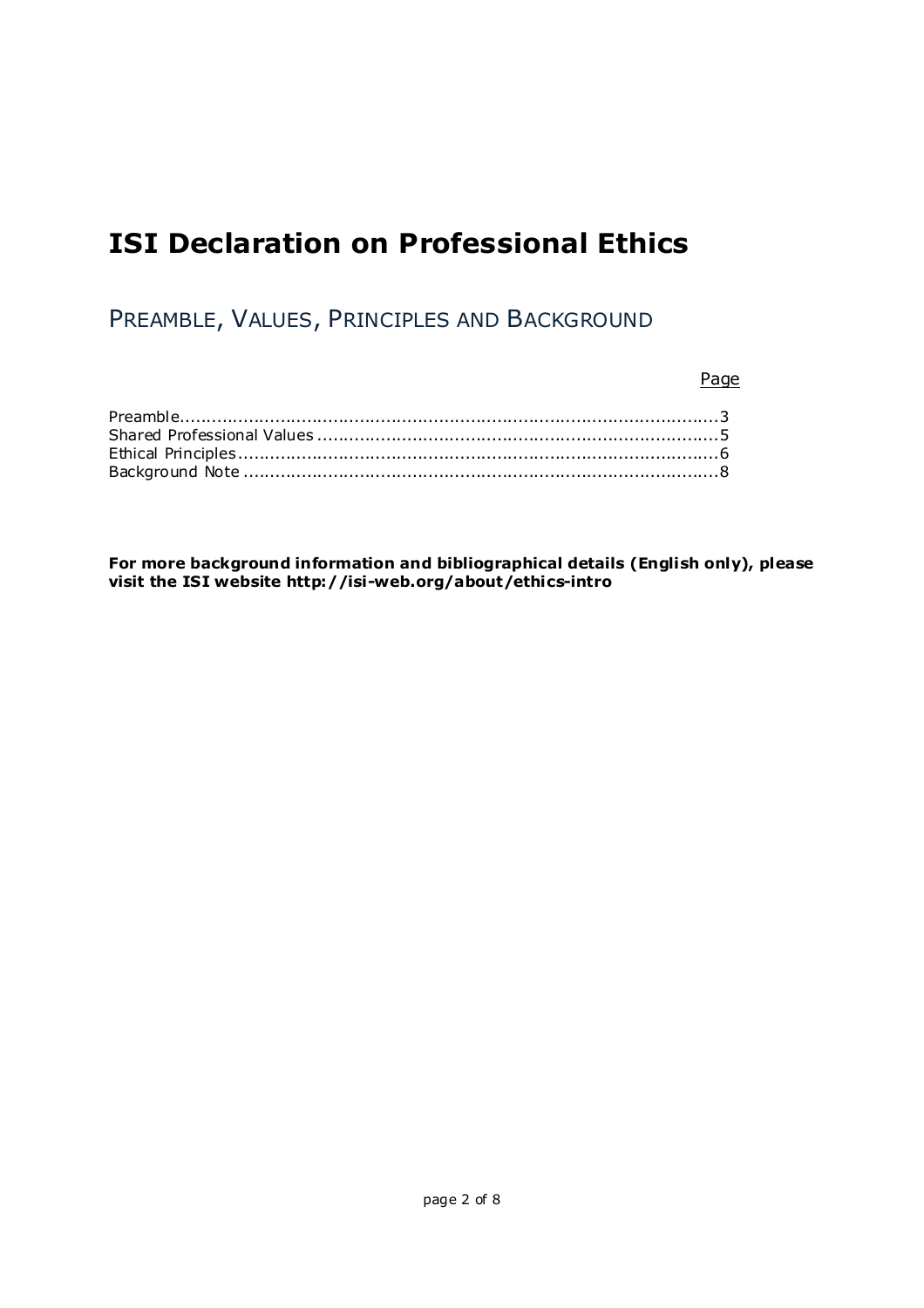# ISI Declaration on Professional Ethics

## PREAMBLE, VALUES, PRINCIPLES AND BACKGROUND

| | Page |
|---|---|
| Preamble | 3 |
| Shared Professional Values | 5 |
| Ethical Principles | 6 |
| Background Note | 8 |

**For more background information and bibliographical details (English only), please visit the ISI website http://isi-web.org/about/ethics-intro**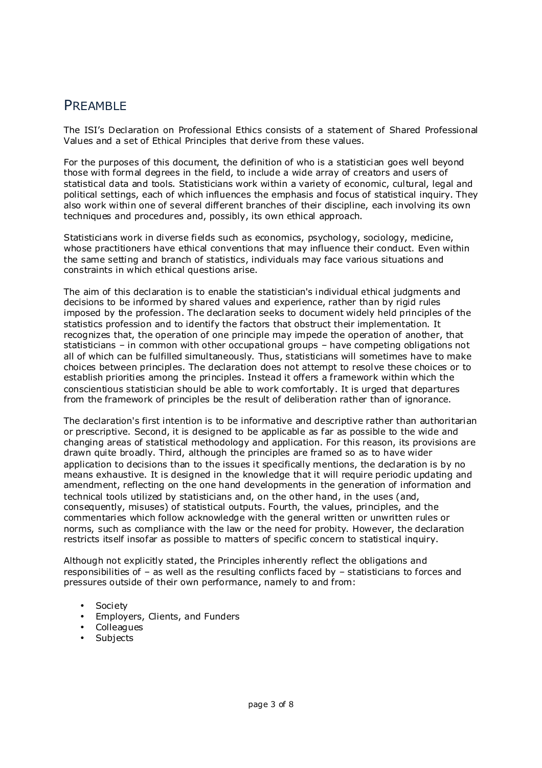## PREAMBLE

The ISI's Declaration on Professional Ethics consists of a statement of Shared Professional Values and a set of Ethical Principles that derive from these values.

For the purposes of this document, the definition of who is a statistician goes well beyond those with formal degrees in the field, to include a wide array of creators and users of statistical data and tools. Statisticians work within a variety of economic, cultural, legal and political settings, each of which influences the emphasis and focus of statistical inquiry. They also work within one of several different branches of their discipline, each involving its own techniques and procedures and, possibly, its own ethical approach.

Statisticians work in diverse fields such as economics, psychology, sociology, medicine, whose practitioners have ethical conventions that may influence their conduct. Even within the same setting and branch of statistics, individuals may face various situations and constraints in which ethical questions arise.

The aim of this declaration is to enable the statistician's individual ethical judgments and decisions to be informed by shared values and experience, rather than by rigid rules imposed by the profession. The declaration seeks to document widely held principles of the statistics profession and to identify the factors that obstruct their implementation. It recognizes that, the operation of one principle may impede the operation of another, that statisticians – in common with other occupational groups – have competing obligations not all of which can be fulfilled simultaneously. Thus, statisticians will sometimes have to make choices between principles. The declaration does not attempt to resolve these choices or to establish priorities among the principles. Instead it offers a framework within which the conscientious statistician should be able to work comfortably. It is urged that departures from the framework of principles be the result of deliberation rather than of ignorance.

The declaration's first intention is to be informative and descriptive rather than authoritarian or prescriptive. Second, it is designed to be applicable as far as possible to the wide and changing areas of statistical methodology and application. For this reason, its provisions are drawn quite broadly. Third, although the principles are framed so as to have wider application to decisions than to the issues it specifically mentions, the declaration is by no means exhaustive. It is designed in the knowledge that it will require periodic updating and amendment, reflecting on the one hand developments in the generation of information and technical tools utilized by statisticians and, on the other hand, in the uses (and, consequently, misuses) of statistical outputs. Fourth, the values, principles, and the commentaries which follow acknowledge with the general written or unwritten rules or norms, such as compliance with the law or the need for probity. However, the declaration restricts itself insofar as possible to matters of specific concern to statistical inquiry.

Although not explicitly stated, the Principles inherently reflect the obligations and responsibilities of – as well as the resulting conflicts faced by – statisticians to forces and pressures outside of their own performance, namely to and from:

- Society
- Employers, Clients, and Funders
- Colleagues
- Subjects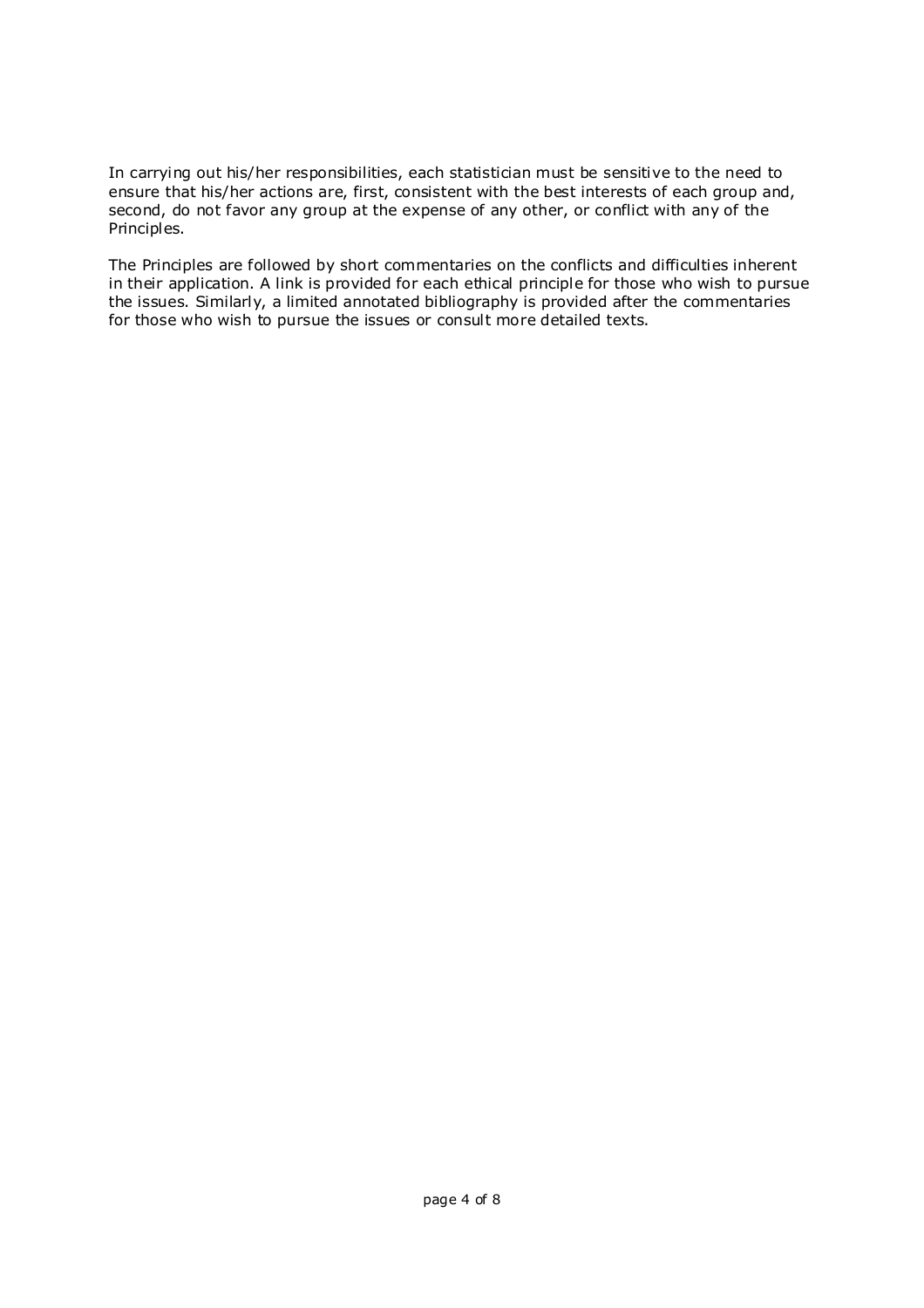In carrying out his/her responsibilities, each statistician must be sensitive to the need to ensure that his/her actions are, first, consistent with the best interests of each group and, second, do not favor any group at the expense of any other, or conflict with any of the Principles.

The Principles are followed by short commentaries on the conflicts and difficulties inherent in their application. A link is provided for each ethical principle for those who wish to pursue the issues. Similarly, a limited annotated bibliography is provided after the commentaries for those who wish to pursue the issues or consult more detailed texts.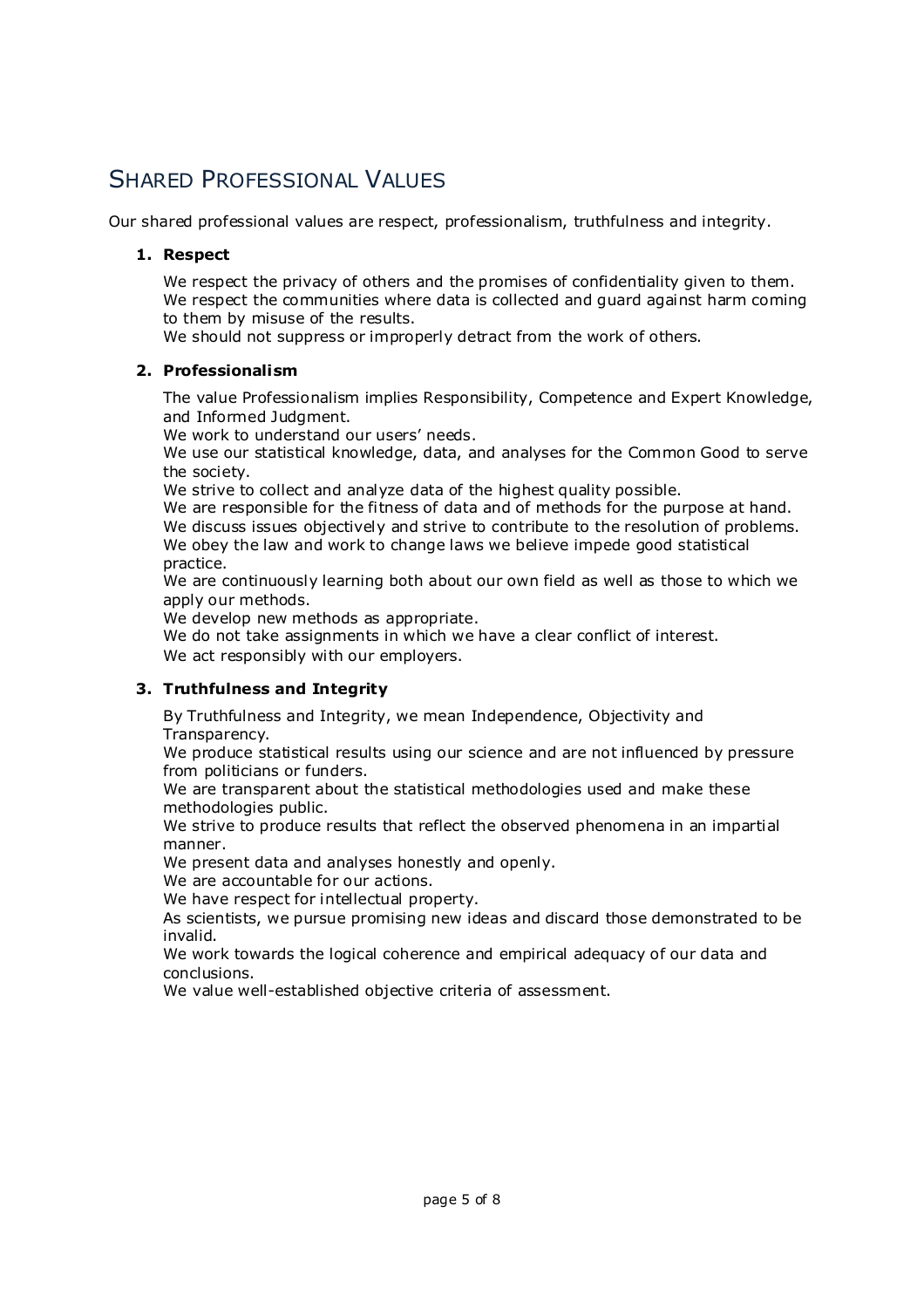## Shared Professional Values

Our shared professional values are respect, professionalism, truthfulness and integrity.

1. **Respect**

   We respect the privacy of others and the promises of confidentiality given to them.
   We respect the communities where data is collected and guard against harm coming to them by misuse of the results.
   We should not suppress or improperly detract from the work of others.

2. **Professionalism**

   The value Professionalism implies Responsibility, Competence and Expert Knowledge, and Informed Judgment.
   We work to understand our users' needs.
   We use our statistical knowledge, data, and analyses for the Common Good to serve the society.
   We strive to collect and analyze data of the highest quality possible.
   We are responsible for the fitness of data and of methods for the purpose at hand.
   We discuss issues objectively and strive to contribute to the resolution of problems.
   We obey the law and work to change laws we believe impede good statistical practice.
   We are continuously learning both about our own field as well as those to which we apply our methods.
   We develop new methods as appropriate.
   We do not take assignments in which we have a clear conflict of interest.
   We act responsibly with our employers.

3. **Truthfulness and Integrity**

   By Truthfulness and Integrity, we mean Independence, Objectivity and Transparency.
   We produce statistical results using our science and are not influenced by pressure from politicians or funders.
   We are transparent about the statistical methodologies used and make these methodologies public.
   We strive to produce results that reflect the observed phenomena in an impartial manner.
   We present data and analyses honestly and openly.
   We are accountable for our actions.
   We have respect for intellectual property.
   As scientists, we pursue promising new ideas and discard those demonstrated to be invalid.
   We work towards the logical coherence and empirical adequacy of our data and conclusions.
   We value well-established objective criteria of assessment.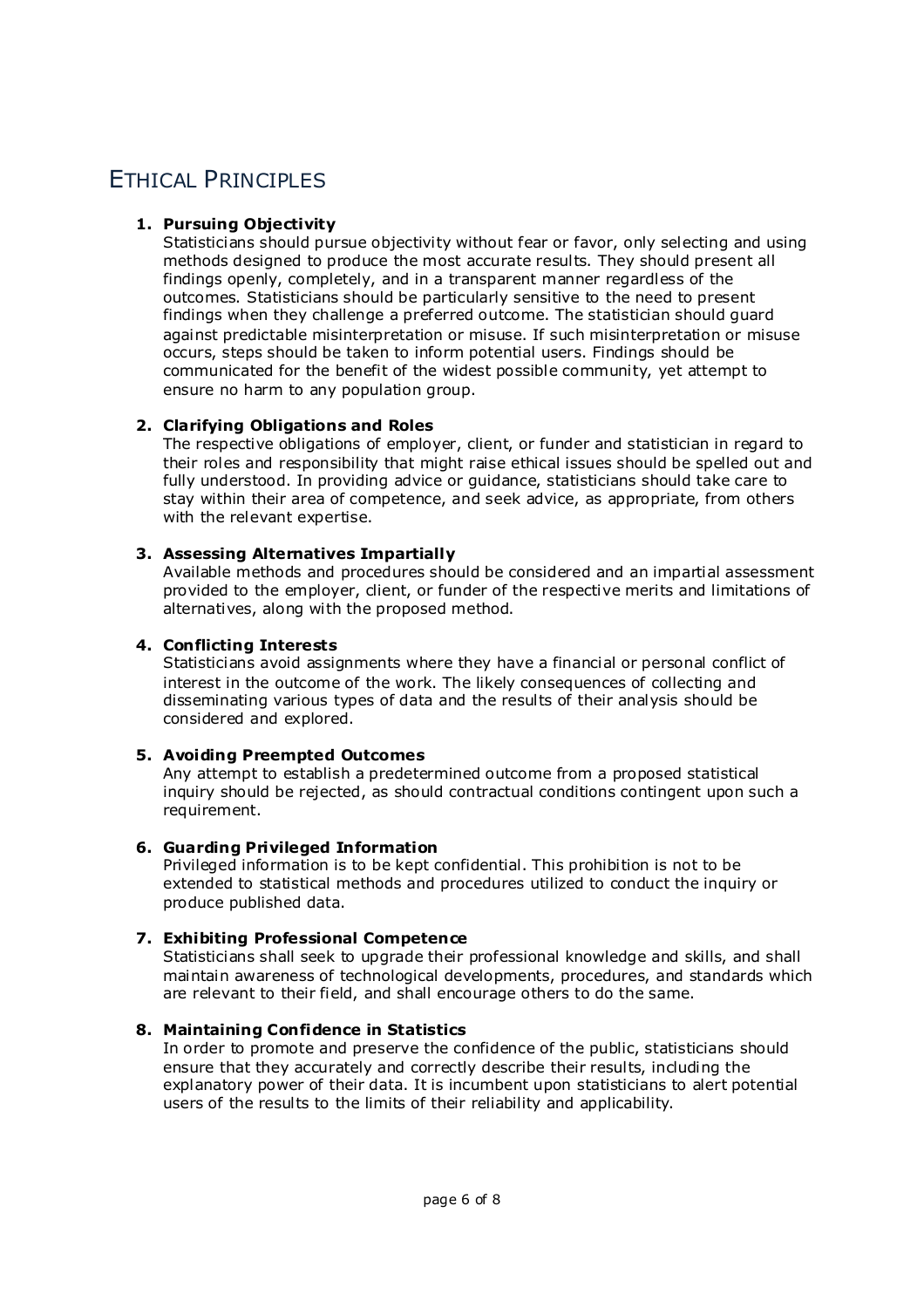# ETHICAL PRINCIPLES

1. **Pursuing Objectivity**
   Statisticians should pursue objectivity without fear or favor, only selecting and using methods designed to produce the most accurate results. They should present all findings openly, completely, and in a transparent manner regardless of the outcomes. Statisticians should be particularly sensitive to the need to present findings when they challenge a preferred outcome. The statistician should guard against predictable misinterpretation or misuse. If such misinterpretation or misuse occurs, steps should be taken to inform potential users. Findings should be communicated for the benefit of the widest possible community, yet attempt to ensure no harm to any population group.

2. **Clarifying Obligations and Roles**
   The respective obligations of employer, client, or funder and statistician in regard to their roles and responsibility that might raise ethical issues should be spelled out and fully understood. In providing advice or guidance, statisticians should take care to stay within their area of competence, and seek advice, as appropriate, from others with the relevant expertise.

3. **Assessing Alternatives Impartially**
   Available methods and procedures should be considered and an impartial assessment provided to the employer, client, or funder of the respective merits and limitations of alternatives, along with the proposed method.

4. **Conflicting Interests**
   Statisticians avoid assignments where they have a financial or personal conflict of interest in the outcome of the work. The likely consequences of collecting and disseminating various types of data and the results of their analysis should be considered and explored.

5. **Avoiding Preempted Outcomes**
   Any attempt to establish a predetermined outcome from a proposed statistical inquiry should be rejected, as should contractual conditions contingent upon such a requirement.

6. **Guarding Privileged Information**
   Privileged information is to be kept confidential. This prohibition is not to be extended to statistical methods and procedures utilized to conduct the inquiry or produce published data.

7. **Exhibiting Professional Competence**
   Statisticians shall seek to upgrade their professional knowledge and skills, and shall maintain awareness of technological developments, procedures, and standards which are relevant to their field, and shall encourage others to do the same.

8. **Maintaining Confidence in Statistics**
   In order to promote and preserve the confidence of the public, statisticians should ensure that they accurately and correctly describe their results, including the explanatory power of their data. It is incumbent upon statisticians to alert potential users of the results to the limits of their reliability and applicability.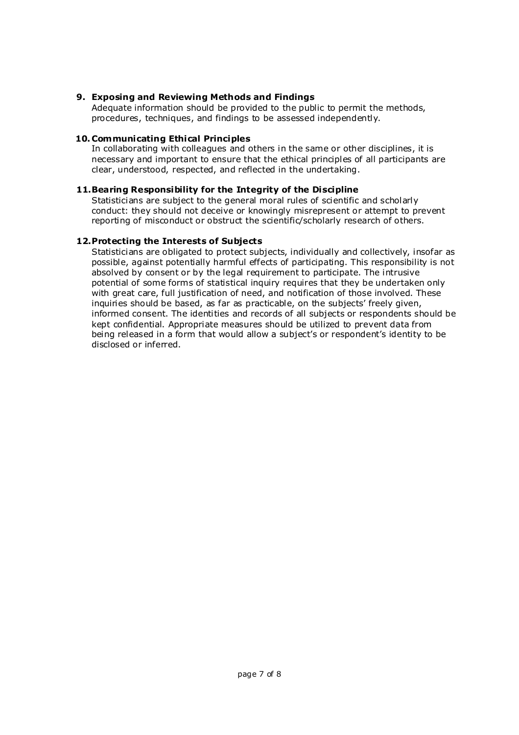9. **Exposing and Reviewing Methods and Findings**
   Adequate information should be provided to the public to permit the methods, procedures, techniques, and findings to be assessed independently.

10. **Communicating Ethical Principles**
    In collaborating with colleagues and others in the same or other disciplines, it is necessary and important to ensure that the ethical principles of all participants are clear, understood, respected, and reflected in the undertaking.

11. **Bearing Responsibility for the Integrity of the Discipline**
    Statisticians are subject to the general moral rules of scientific and scholarly conduct: they should not deceive or knowingly misrepresent or attempt to prevent reporting of misconduct or obstruct the scientific/scholarly research of others.

12. **Protecting the Interests of Subjects**
    Statisticians are obligated to protect subjects, individually and collectively, insofar as possible, against potentially harmful effects of participating. This responsibility is not absolved by consent or by the legal requirement to participate. The intrusive potential of some forms of statistical inquiry requires that they be undertaken only with great care, full justification of need, and notification of those involved. These inquiries should be based, as far as practicable, on the subjects' freely given, informed consent. The identities and records of all subjects or respondents should be kept confidential. Appropriate measures should be utilized to prevent data from being released in a form that would allow a subject's or respondent's identity to be disclosed or inferred.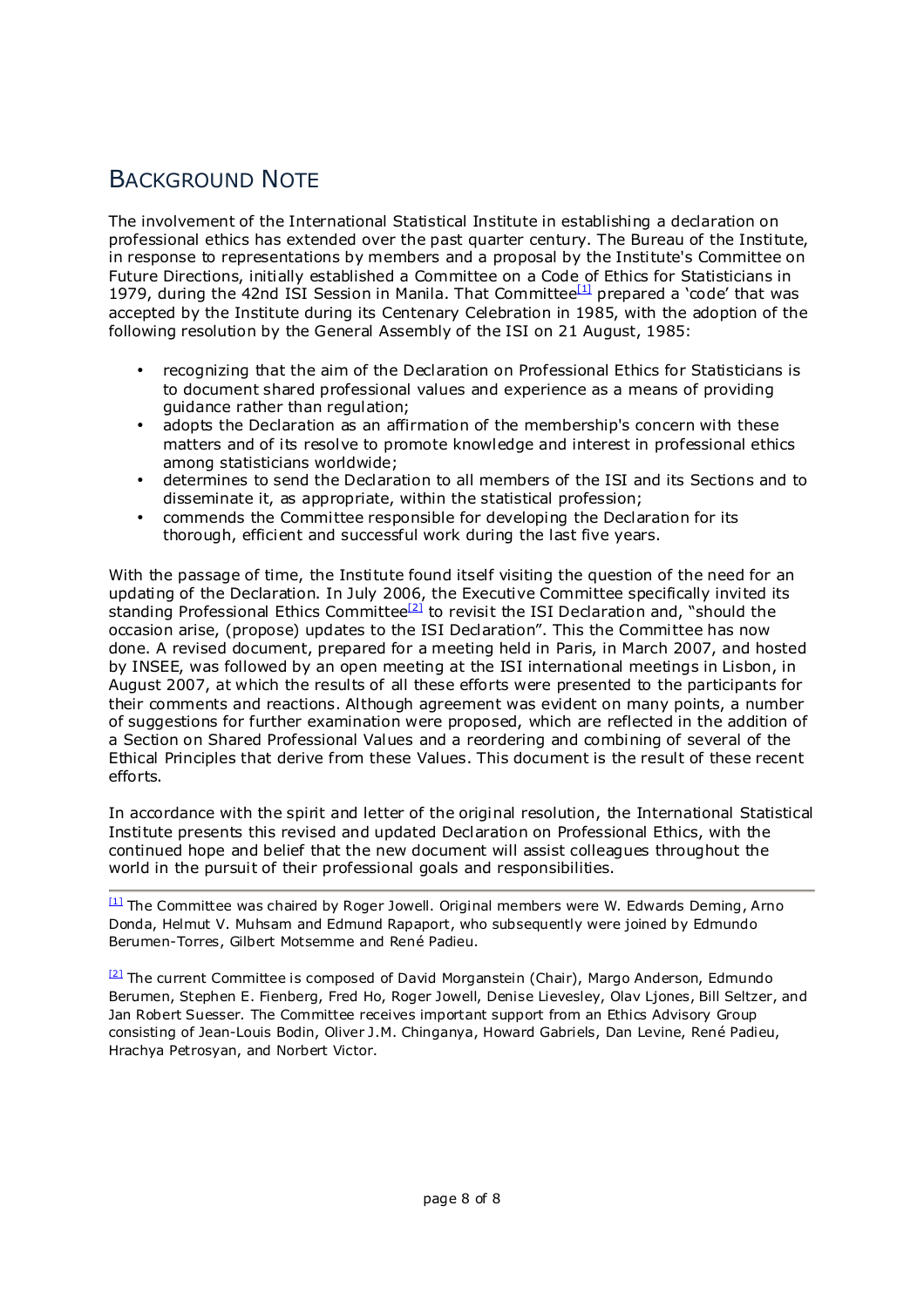# BACKGROUND NOTE

The involvement of the International Statistical Institute in establishing a declaration on professional ethics has extended over the past quarter century. The Bureau of the Institute, in response to representations by members and a proposal by the Institute's Committee on Future Directions, initially established a Committee on a Code of Ethics for Statisticians in 1979, during the 42nd ISI Session in Manila. That Committee[1] prepared a 'code' that was accepted by the Institute during its Centenary Celebration in 1985, with the adoption of the following resolution by the General Assembly of the ISI on 21 August, 1985:

- recognizing that the aim of the Declaration on Professional Ethics for Statisticians is to document shared professional values and experience as a means of providing guidance rather than regulation;
- adopts the Declaration as an affirmation of the membership's concern with these matters and of its resolve to promote knowledge and interest in professional ethics among statisticians worldwide;
- determines to send the Declaration to all members of the ISI and its Sections and to disseminate it, as appropriate, within the statistical profession;
- commends the Committee responsible for developing the Declaration for its thorough, efficient and successful work during the last five years.

With the passage of time, the Institute found itself visiting the question of the need for an updating of the Declaration. In July 2006, the Executive Committee specifically invited its standing Professional Ethics Committee[2] to revisit the ISI Declaration and, "should the occasion arise, (propose) updates to the ISI Declaration". This the Committee has now done. A revised document, prepared for a meeting held in Paris, in March 2007, and hosted by INSEE, was followed by an open meeting at the ISI international meetings in Lisbon, in August 2007, at which the results of all these efforts were presented to the participants for their comments and reactions. Although agreement was evident on many points, a number of suggestions for further examination were proposed, which are reflected in the addition of a Section on Shared Professional Values and a reordering and combining of several of the Ethical Principles that derive from these Values. This document is the result of these recent efforts.

In accordance with the spirit and letter of the original resolution, the International Statistical Institute presents this revised and updated Declaration on Professional Ethics, with the continued hope and belief that the new document will assist colleagues throughout the world in the pursuit of their professional goals and responsibilities.

---

[1] The Committee was chaired by Roger Jowell. Original members were W. Edwards Deming, Arno Donda, Helmut V. Muhsam and Edmund Rapaport, who subsequently were joined by Edmundo Berumen-Torres, Gilbert Motsemme and René Padieu.

[2] The current Committee is composed of David Morganstein (Chair), Margo Anderson, Edmundo Berumen, Stephen E. Fienberg, Fred Ho, Roger Jowell, Denise Lievesley, Olav Ljones, Bill Seltzer, and Jan Robert Suesser. The Committee receives important support from an Ethics Advisory Group consisting of Jean-Louis Bodin, Oliver J.M. Chinganya, Howard Gabriels, Dan Levine, René Padieu, Hrachya Petrosyan, and Norbert Victor.